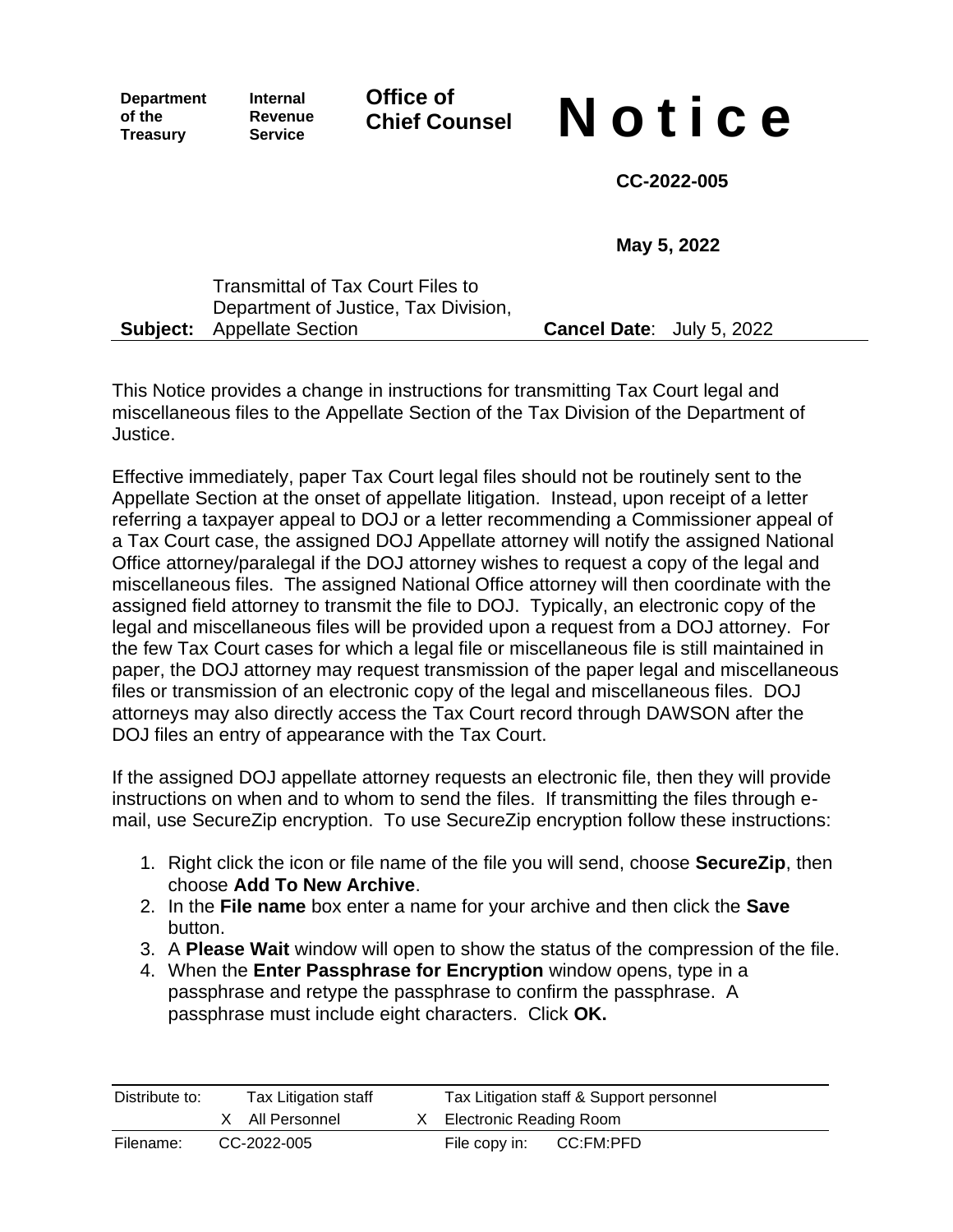**Department of the Treasury** | **Internal Revenue Service** | **Office of Chief Counsel**

# Notice

**CC-2022-005**

**May 5, 2022**

**Subject:** Transmittal of Tax Court Files to Department of Justice, Tax Division, Appellate Section

**Cancel Date**: July 5, 2022

This Notice provides a change in instructions for transmitting Tax Court legal and miscellaneous files to the Appellate Section of the Tax Division of the Department of Justice.

Effective immediately, paper Tax Court legal files should not be routinely sent to the Appellate Section at the onset of appellate litigation. Instead, upon receipt of a letter referring a taxpayer appeal to DOJ or a letter recommending a Commissioner appeal of a Tax Court case, the assigned DOJ Appellate attorney will notify the assigned National Office attorney/paralegal if the DOJ attorney wishes to request a copy of the legal and miscellaneous files. The assigned National Office attorney will then coordinate with the assigned field attorney to transmit the file to DOJ. Typically, an electronic copy of the legal and miscellaneous files will be provided upon a request from a DOJ attorney. For the few Tax Court cases for which a legal file or miscellaneous file is still maintained in paper, the DOJ attorney may request transmission of the paper legal and miscellaneous files or transmission of an electronic copy of the legal and miscellaneous files. DOJ attorneys may also directly access the Tax Court record through DAWSON after the DOJ files an entry of appearance with the Tax Court.

If the assigned DOJ appellate attorney requests an electronic file, then they will provide instructions on when and to whom to send the files. If transmitting the files through e-mail, use SecureZip encryption. To use SecureZip encryption follow these instructions:

1. Right click the icon or file name of the file you will send, choose **SecureZip**, then choose **Add To New Archive**.
2. In the **File name** box enter a name for your archive and then click the **Save** button.
3. A **Please Wait** window will open to show the status of the compression of the file.
4. When the **Enter Passphrase for Encryption** window opens, type in a passphrase and retype the passphrase to confirm the passphrase. A passphrase must include eight characters. Click **OK.**

| Distribute to: | | Tax Litigation staff | | Tax Litigation staff & Support personnel |
|---|---|---|---|---|
| | X | All Personnel | X | Electronic Reading Room |
| Filename: | | CC-2022-005 | | File copy in: CC:FM:PFD |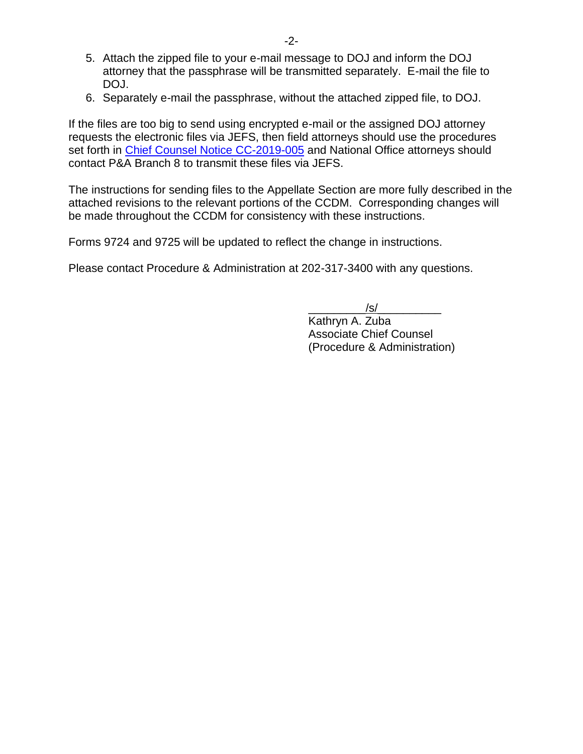5. Attach the zipped file to your e-mail message to DOJ and inform the DOJ attorney that the passphrase will be transmitted separately. E-mail the file to DOJ.
6. Separately e-mail the passphrase, without the attached zipped file, to DOJ.

If the files are too big to send using encrypted e-mail or the assigned DOJ attorney requests the electronic files via JEFS, then field attorneys should use the procedures set forth in Chief Counsel Notice CC-2019-005 and National Office attorneys should contact P&A Branch 8 to transmit these files via JEFS.

The instructions for sending files to the Appellate Section are more fully described in the attached revisions to the relevant portions of the CCDM. Corresponding changes will be made throughout the CCDM for consistency with these instructions.

Forms 9724 and 9725 will be updated to reflect the change in instructions.

Please contact Procedure & Administration at 202-317-3400 with any questions.

/s/

Kathryn A. Zuba
Associate Chief Counsel
(Procedure & Administration)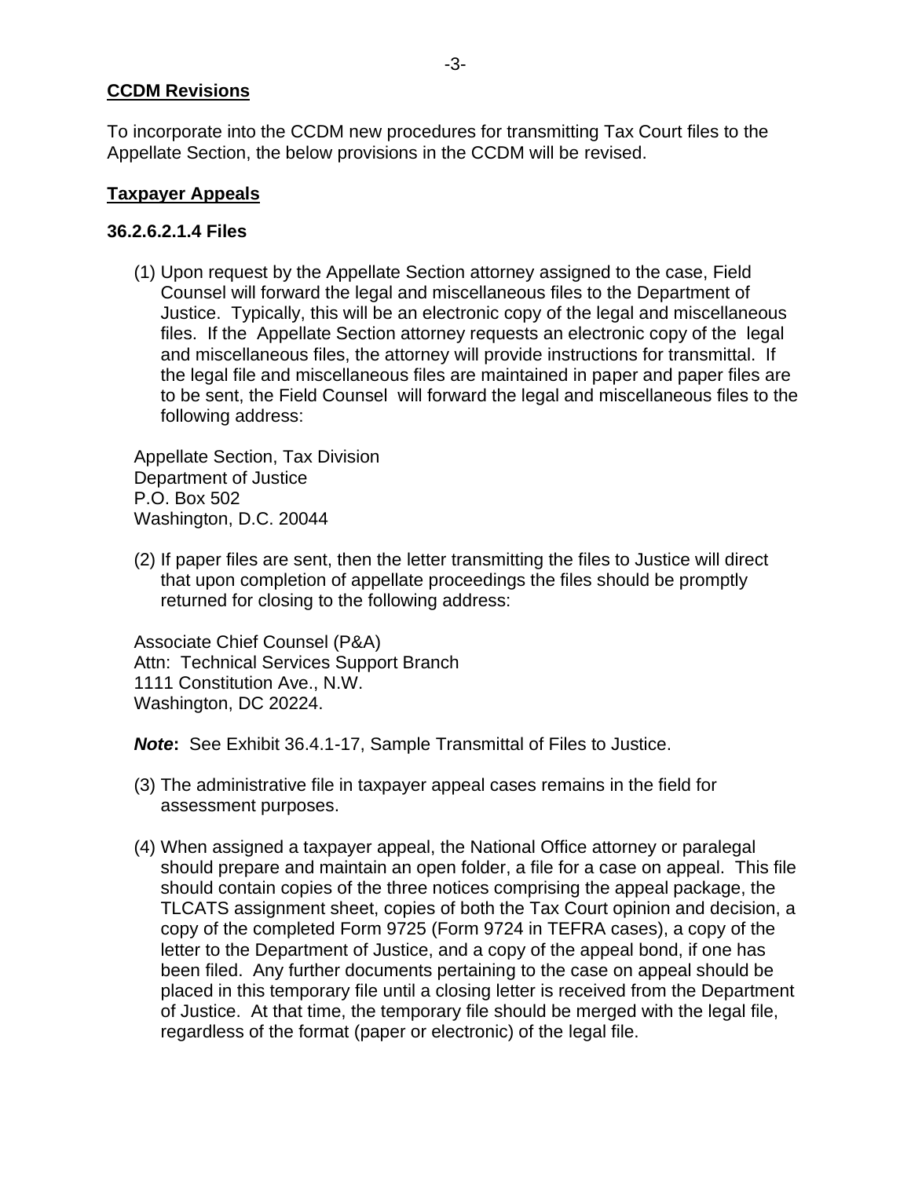**CCDM Revisions**

To incorporate into the CCDM new procedures for transmitting Tax Court files to the Appellate Section, the below provisions in the CCDM will be revised.

**Taxpayer Appeals**

**36.2.6.2.1.4 Files**

(1) Upon request by the Appellate Section attorney assigned to the case, Field Counsel will forward the legal and miscellaneous files to the Department of Justice. Typically, this will be an electronic copy of the legal and miscellaneous files. If the Appellate Section attorney requests an electronic copy of the legal and miscellaneous files, the attorney will provide instructions for transmittal. If the legal file and miscellaneous files are maintained in paper and paper files are to be sent, the Field Counsel will forward the legal and miscellaneous files to the following address:

Appellate Section, Tax Division
Department of Justice
P.O. Box 502
Washington, D.C. 20044

(2) If paper files are sent, then the letter transmitting the files to Justice will direct that upon completion of appellate proceedings the files should be promptly returned for closing to the following address:

Associate Chief Counsel (P&A)
Attn: Technical Services Support Branch
1111 Constitution Ave., N.W.
Washington, DC 20224.

***Note*:** See Exhibit 36.4.1-17, Sample Transmittal of Files to Justice.

(3) The administrative file in taxpayer appeal cases remains in the field for assessment purposes.

(4) When assigned a taxpayer appeal, the National Office attorney or paralegal should prepare and maintain an open folder, a file for a case on appeal. This file should contain copies of the three notices comprising the appeal package, the TLCATS assignment sheet, copies of both the Tax Court opinion and decision, a copy of the completed Form 9725 (Form 9724 in TEFRA cases), a copy of the letter to the Department of Justice, and a copy of the appeal bond, if one has been filed. Any further documents pertaining to the case on appeal should be placed in this temporary file until a closing letter is received from the Department of Justice. At that time, the temporary file should be merged with the legal file, regardless of the format (paper or electronic) of the legal file.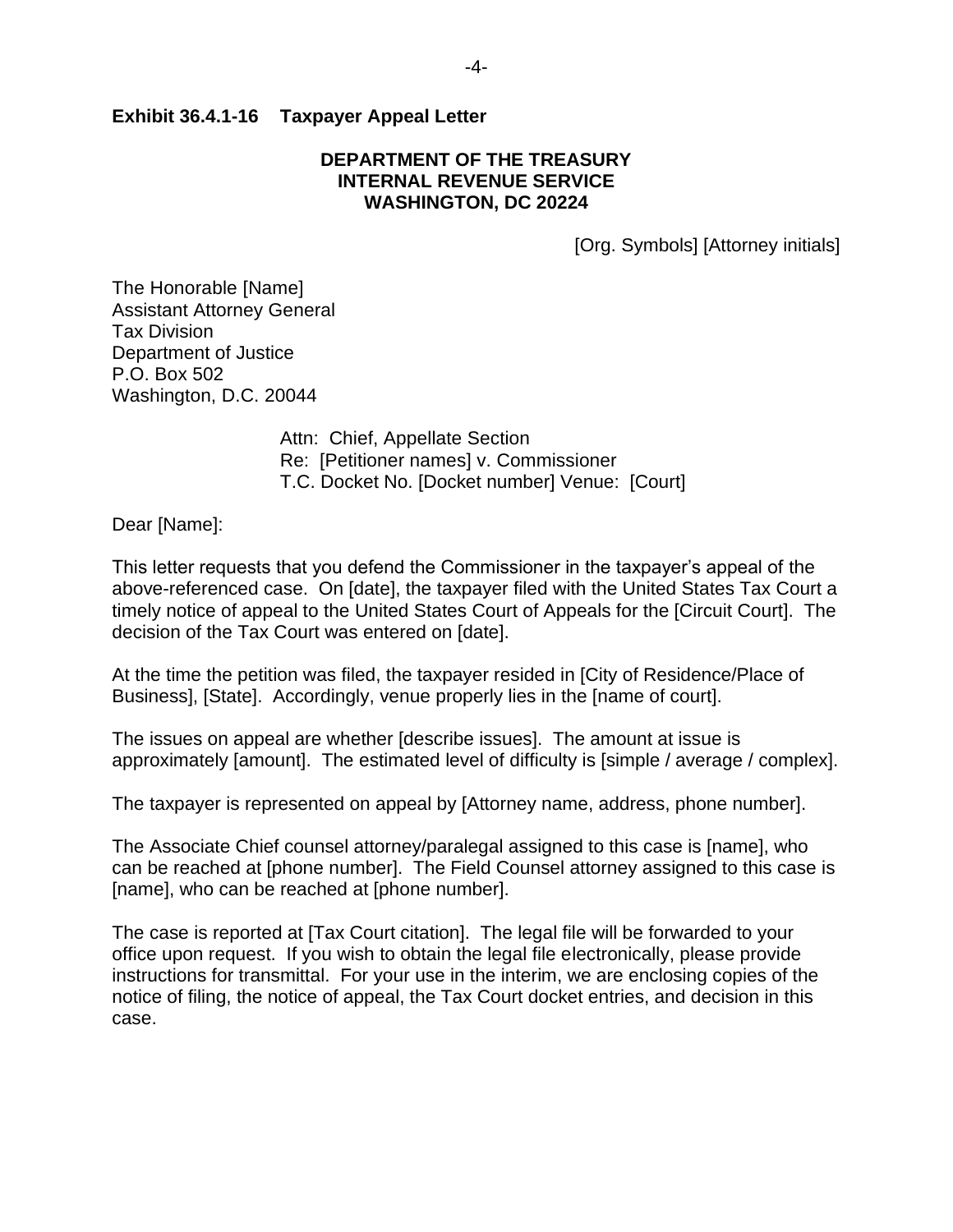**Exhibit 36.4.1-16 Taxpayer Appeal Letter**

**DEPARTMENT OF THE TREASURY**
**INTERNAL REVENUE SERVICE**
**WASHINGTON, DC 20224**

[Org. Symbols] [Attorney initials]

The Honorable [Name]
Assistant Attorney General
Tax Division
Department of Justice
P.O. Box 502
Washington, D.C. 20044

Attn: Chief, Appellate Section
Re: [Petitioner names] v. Commissioner
T.C. Docket No. [Docket number] Venue: [Court]

Dear [Name]:

This letter requests that you defend the Commissioner in the taxpayer's appeal of the above-referenced case. On [date], the taxpayer filed with the United States Tax Court a timely notice of appeal to the United States Court of Appeals for the [Circuit Court]. The decision of the Tax Court was entered on [date].

At the time the petition was filed, the taxpayer resided in [City of Residence/Place of Business], [State]. Accordingly, venue properly lies in the [name of court].

The issues on appeal are whether [describe issues]. The amount at issue is approximately [amount]. The estimated level of difficulty is [simple / average / complex].

The taxpayer is represented on appeal by [Attorney name, address, phone number].

The Associate Chief counsel attorney/paralegal assigned to this case is [name], who can be reached at [phone number]. The Field Counsel attorney assigned to this case is [name], who can be reached at [phone number].

The case is reported at [Tax Court citation]. The legal file will be forwarded to your office upon request. If you wish to obtain the legal file electronically, please provide instructions for transmittal. For your use in the interim, we are enclosing copies of the notice of filing, the notice of appeal, the Tax Court docket entries, and decision in this case.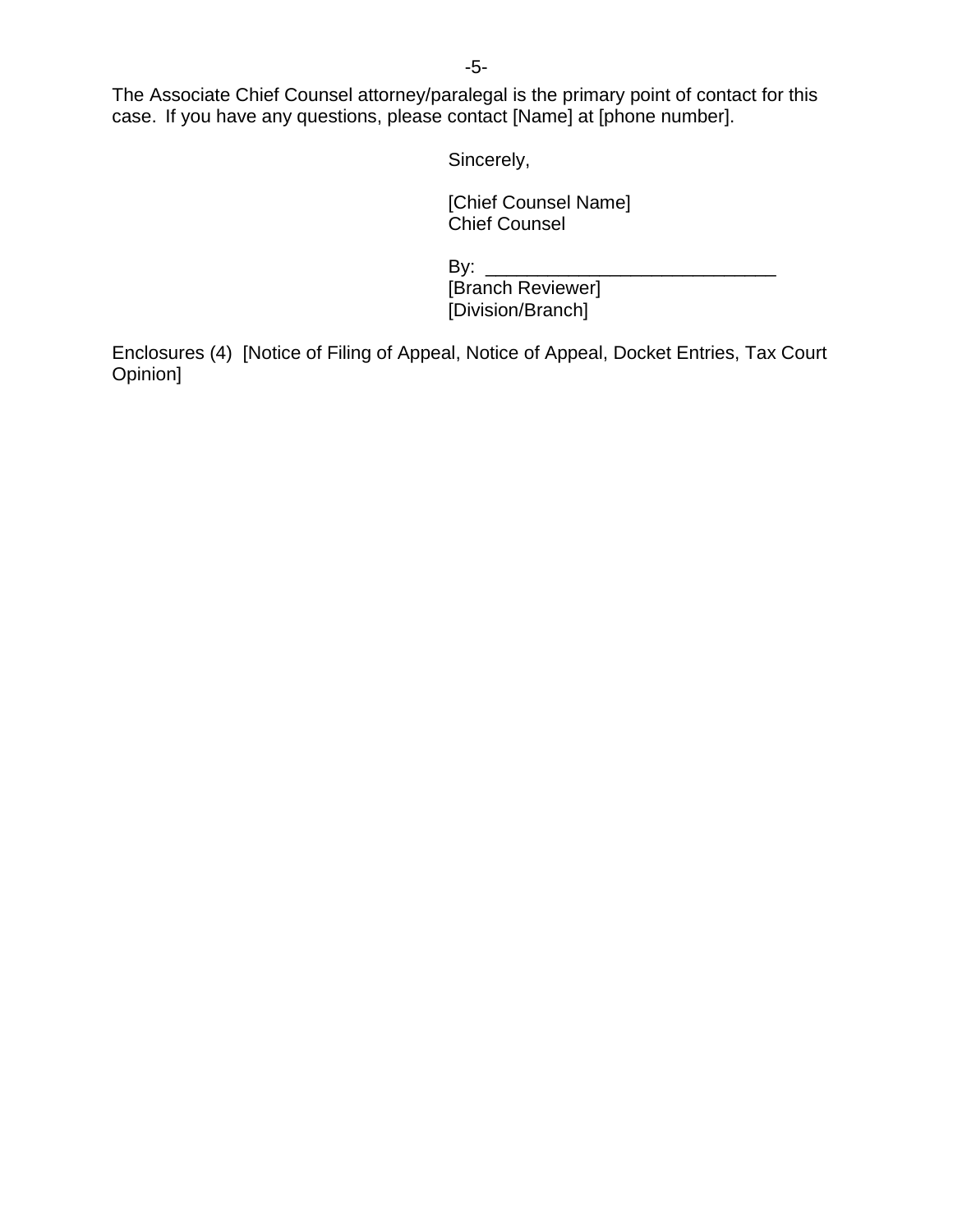The Associate Chief Counsel attorney/paralegal is the primary point of contact for this case. If you have any questions, please contact [Name] at [phone number].

Sincerely,

[Chief Counsel Name]
Chief Counsel

By: ____________________________
[Branch Reviewer]
[Division/Branch]

Enclosures (4) [Notice of Filing of Appeal, Notice of Appeal, Docket Entries, Tax Court Opinion]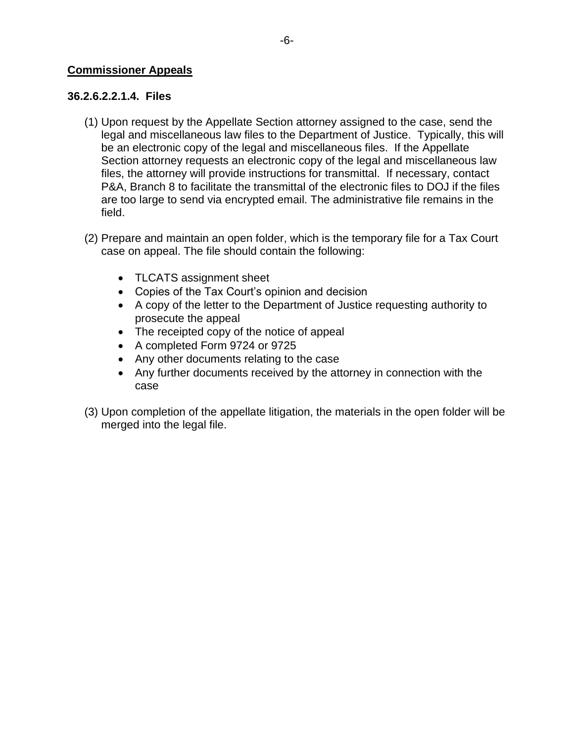**Commissioner Appeals**

**36.2.6.2.2.1.4. Files**

(1) Upon request by the Appellate Section attorney assigned to the case, send the legal and miscellaneous law files to the Department of Justice. Typically, this will be an electronic copy of the legal and miscellaneous files. If the Appellate Section attorney requests an electronic copy of the legal and miscellaneous law files, the attorney will provide instructions for transmittal. If necessary, contact P&A, Branch 8 to facilitate the transmittal of the electronic files to DOJ if the files are too large to send via encrypted email. The administrative file remains in the field.

(2) Prepare and maintain an open folder, which is the temporary file for a Tax Court case on appeal. The file should contain the following:

- TLCATS assignment sheet
- Copies of the Tax Court's opinion and decision
- A copy of the letter to the Department of Justice requesting authority to prosecute the appeal
- The receipted copy of the notice of appeal
- A completed Form 9724 or 9725
- Any other documents relating to the case
- Any further documents received by the attorney in connection with the case

(3) Upon completion of the appellate litigation, the materials in the open folder will be merged into the legal file.